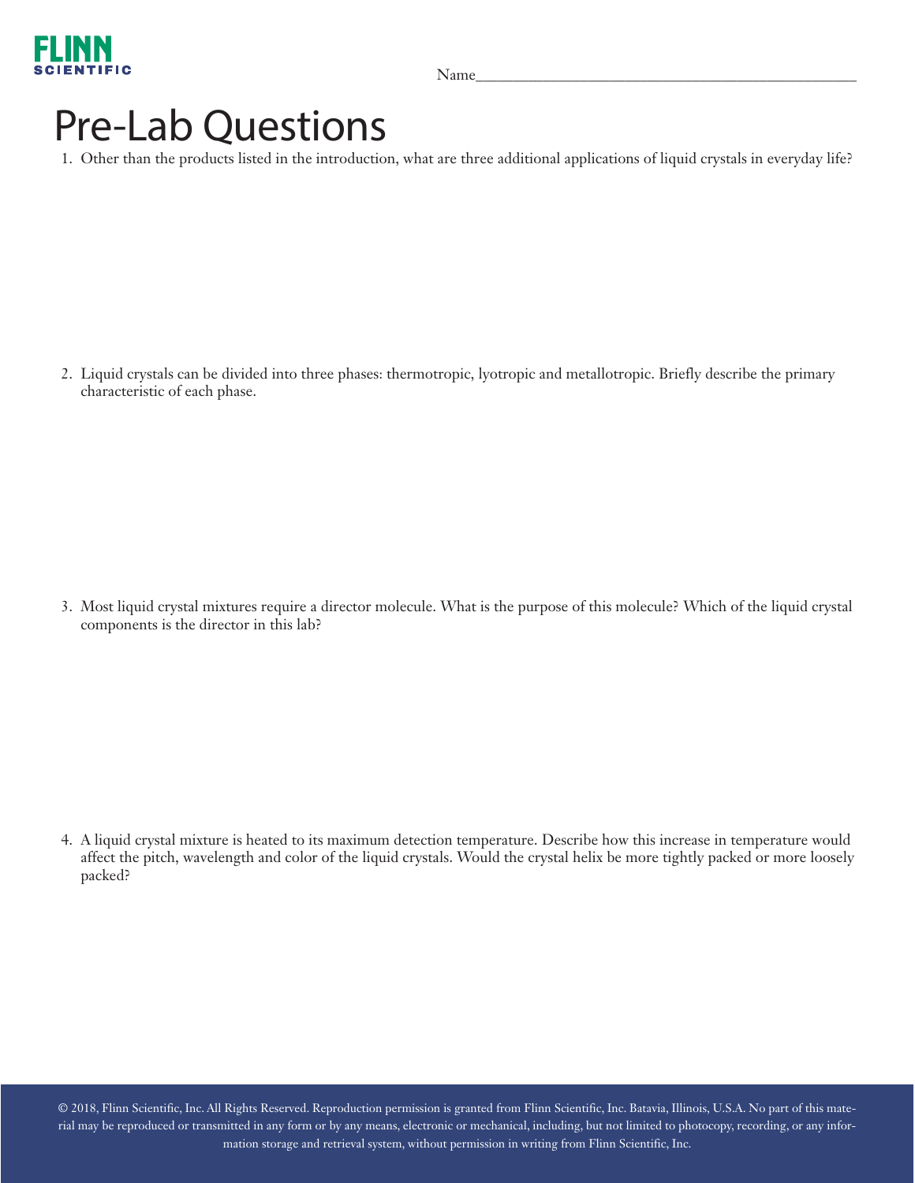Name________________________________________________

# Pre-Lab Questions

1. Other than the products listed in the introduction, what are three additional applications of liquid crystals in everyday life?

2. Liquid crystals can be divided into three phases: thermotropic, lyotropic and metallotropic. Briefly describe the primary characteristic of each phase.

3. Most liquid crystal mixtures require a director molecule. What is the purpose of this molecule? Which of the liquid crystal components is the director in this lab?

4. A liquid crystal mixture is heated to its maximum detection temperature. Describe how this increase in temperature would affect the pitch, wavelength and color of the liquid crystals. Would the crystal helix be more tightly packed or more loosely packed?

© 2018, Flinn Scientific, Inc. All Rights Reserved. Reproduction permission is granted from Flinn Scientific, Inc. Batavia, Illinois, U.S.A. No part of this material may be reproduced or transmitted in any form or by any means, electronic or mechanical, including, but not limited to photocopy, recording, or any information storage and retrieval system, without permission in writing from Flinn Scientific, Inc.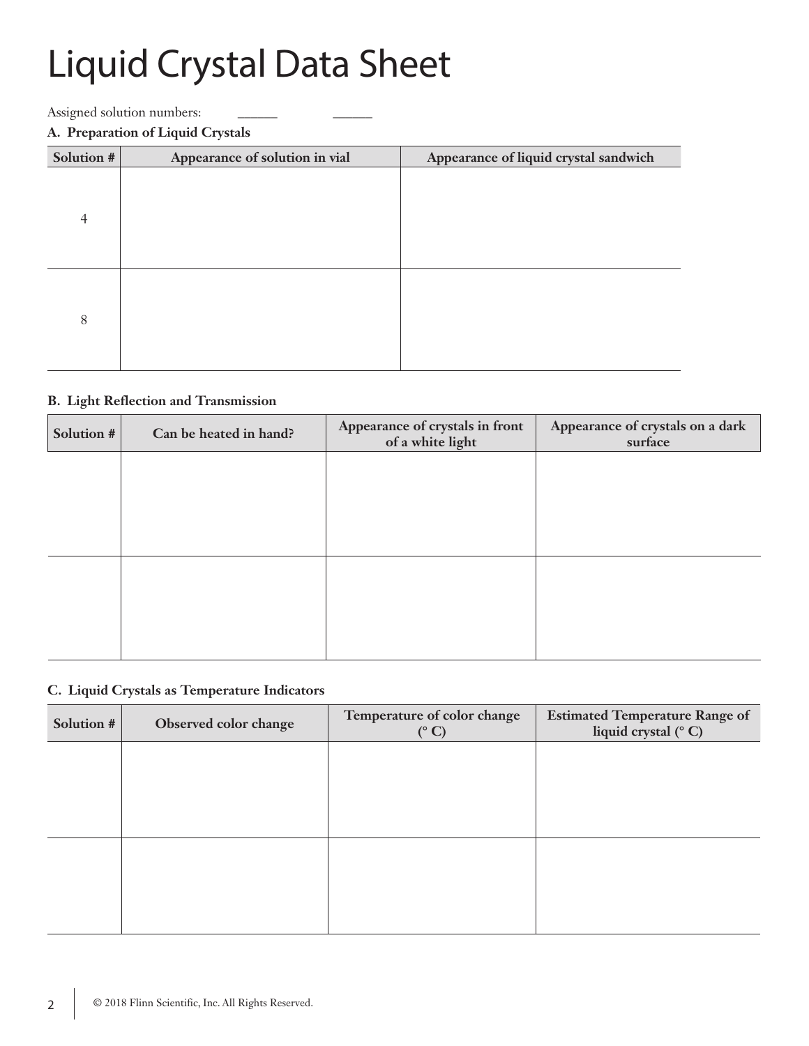# Liquid Crystal Data Sheet

Assigned solution numbers: \_\_\_\_\_\_ \_\_\_\_\_\_

**A. Preparation of Liquid Crystals**

| Solution # | Appearance of solution in vial | Appearance of liquid crystal sandwich |
|---|---|---|
| 4 | | |
| 8 | | |

**B. Light Reflection and Transmission**

| Solution # | Can be heated in hand? | Appearance of crystals in front of a white light | Appearance of crystals on a dark surface |
|---|---|---|---|
| | | | |
| | | | |

**C. Liquid Crystals as Temperature Indicators**

| Solution # | Observed color change | Temperature of color change (° C) | Estimated Temperature Range of liquid crystal (° C) |
|---|---|---|---|
| | | | |
| | | | |

© 2018 Flinn Scientific, Inc. All Rights Reserved.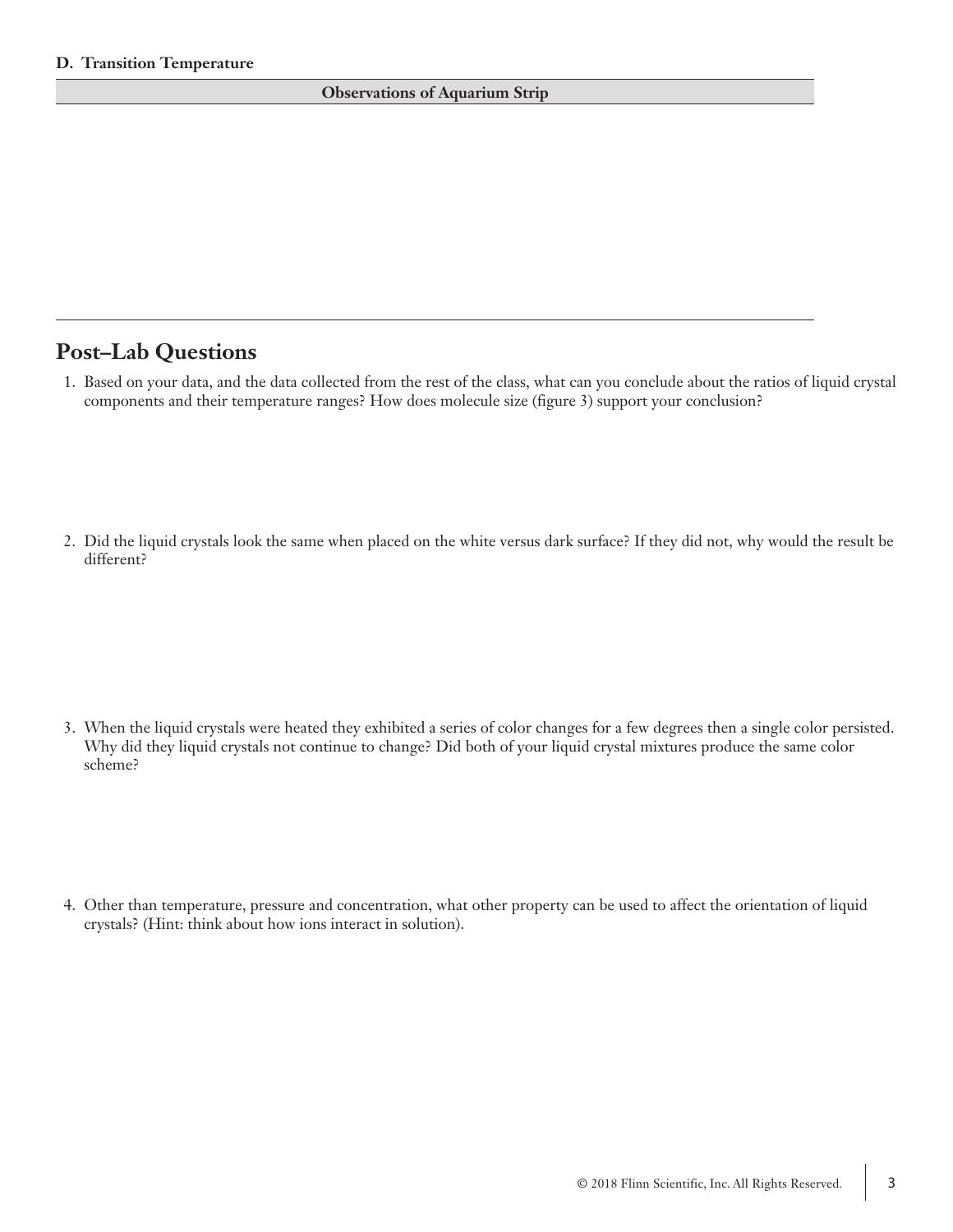**D. Transition Temperature**

| Observations of Aquarium Strip |
| --- |
| |

## Post–Lab Questions

1. Based on your data, and the data collected from the rest of the class, what can you conclude about the ratios of liquid crystal components and their temperature ranges? How does molecule size (figure 3) support your conclusion?

2. Did the liquid crystals look the same when placed on the white versus dark surface? If they did not, why would the result be different?

3. When the liquid crystals were heated they exhibited a series of color changes for a few degrees then a single color persisted. Why did they liquid crystals not continue to change? Did both of your liquid crystal mixtures produce the same color scheme?

4. Other than temperature, pressure and concentration, what other property can be used to affect the orientation of liquid crystals? (Hint: think about how ions interact in solution).